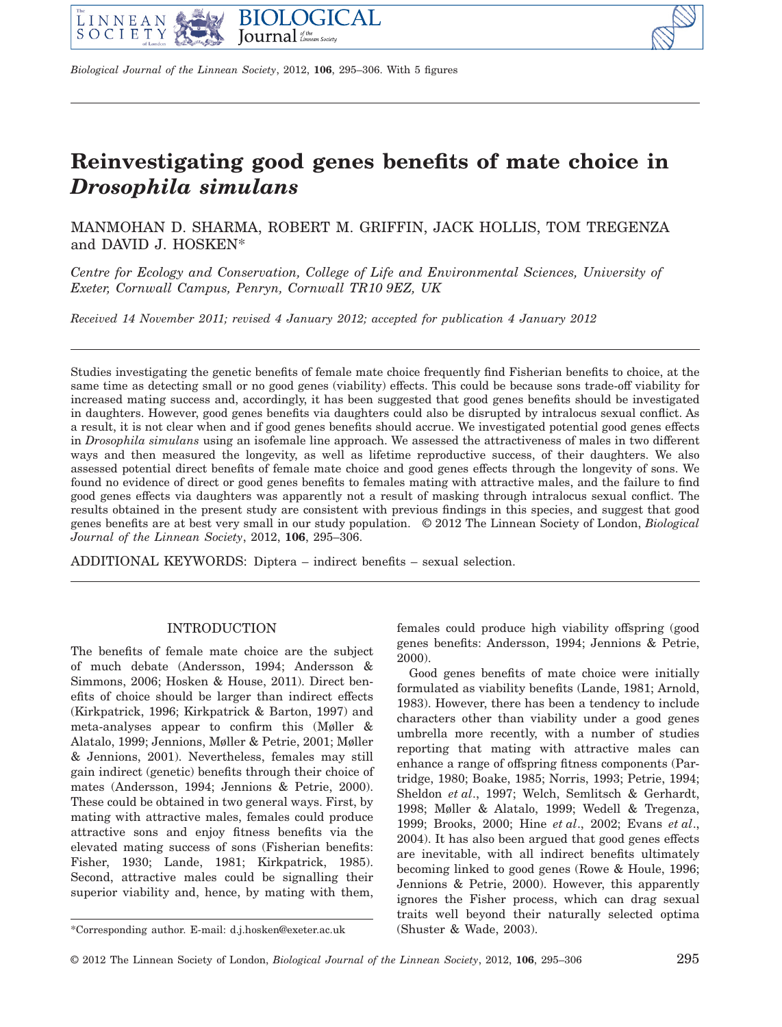# Reinvestigating good genes benefits of mate choice in *Drosophila simulans*

MANMOHAN D. SHARMA, ROBERT M. GRIFFIN, JACK HOLLIS, TOM TREGENZA and DAVID J. HOSKEN*

*Centre for Ecology and Conservation, College of Life and Environmental Sciences, University of Exeter, Cornwall Campus, Penryn, Cornwall TR10 9EZ, UK*

*Received 14 November 2011; revised 4 January 2012; accepted for publication 4 January 2012*

Studies investigating the genetic benefits of female mate choice frequently find Fisherian benefits to choice, at the same time as detecting small or no good genes (viability) effects. This could be because sons trade-off viability for increased mating success and, accordingly, it has been suggested that good genes benefits should be investigated in daughters. However, good genes benefits via daughters could also be disrupted by intralocus sexual conflict. As a result, it is not clear when and if good genes benefits should accrue. We investigated potential good genes effects in *Drosophila simulans* using an isofemale line approach. We assessed the attractiveness of males in two different ways and then measured the longevity, as well as lifetime reproductive success, of their daughters. We also assessed potential direct benefits of female mate choice and good genes effects through the longevity of sons. We found no evidence of direct or good genes benefits to females mating with attractive males, and the failure to find good genes effects via daughters was apparently not a result of masking through intralocus sexual conflict. The results obtained in the present study are consistent with previous findings in this species, and suggest that good genes benefits are at best very small in our study population. © 2012 The Linnean Society of London, *Biological Journal of the Linnean Society*, 2012, **106**, 295–306.

ADDITIONAL KEYWORDS: Diptera – indirect benefits – sexual selection.

## INTRODUCTION

The benefits of female mate choice are the subject of much debate (Andersson, 1994; Andersson & Simmons, 2006; Hosken & House, 2011). Direct benefits of choice should be larger than indirect effects (Kirkpatrick, 1996; Kirkpatrick & Barton, 1997) and meta-analyses appear to confirm this (Møller & Alatalo, 1999; Jennions, Møller & Petrie, 2001; Møller & Jennions, 2001). Nevertheless, females may still gain indirect (genetic) benefits through their choice of mates (Andersson, 1994; Jennions & Petrie, 2000). These could be obtained in two general ways. First, by mating with attractive males, females could produce attractive sons and enjoy fitness benefits via the elevated mating success of sons (Fisherian benefits: Fisher, 1930; Lande, 1981; Kirkpatrick, 1985). Second, attractive males could be signalling their superior viability and, hence, by mating with them, females could produce high viability offspring (good genes benefits: Andersson, 1994; Jennions & Petrie, 2000).

Good genes benefits of mate choice were initially formulated as viability benefits (Lande, 1981; Arnold, 1983). However, there has been a tendency to include characters other than viability under a good genes umbrella more recently, with a number of studies reporting that mating with attractive males can enhance a range of offspring fitness components (Partridge, 1980; Boake, 1985; Norris, 1993; Petrie, 1994; Sheldon *et al*., 1997; Welch, Semlitsch & Gerhardt, 1998; Møller & Alatalo, 1999; Wedell & Tregenza, 1999; Brooks, 2000; Hine *et al*., 2002; Evans *et al*., 2004). It has also been argued that good genes effects are inevitable, with all indirect benefits ultimately becoming linked to good genes (Rowe & Houle, 1996; Jennions & Petrie, 2000). However, this apparently ignores the Fisher process, which can drag sexual traits well beyond their naturally selected optima (Shuster & Wade, 2003).

*Corresponding author. E-mail: d.j.hosken@exeter.ac.uk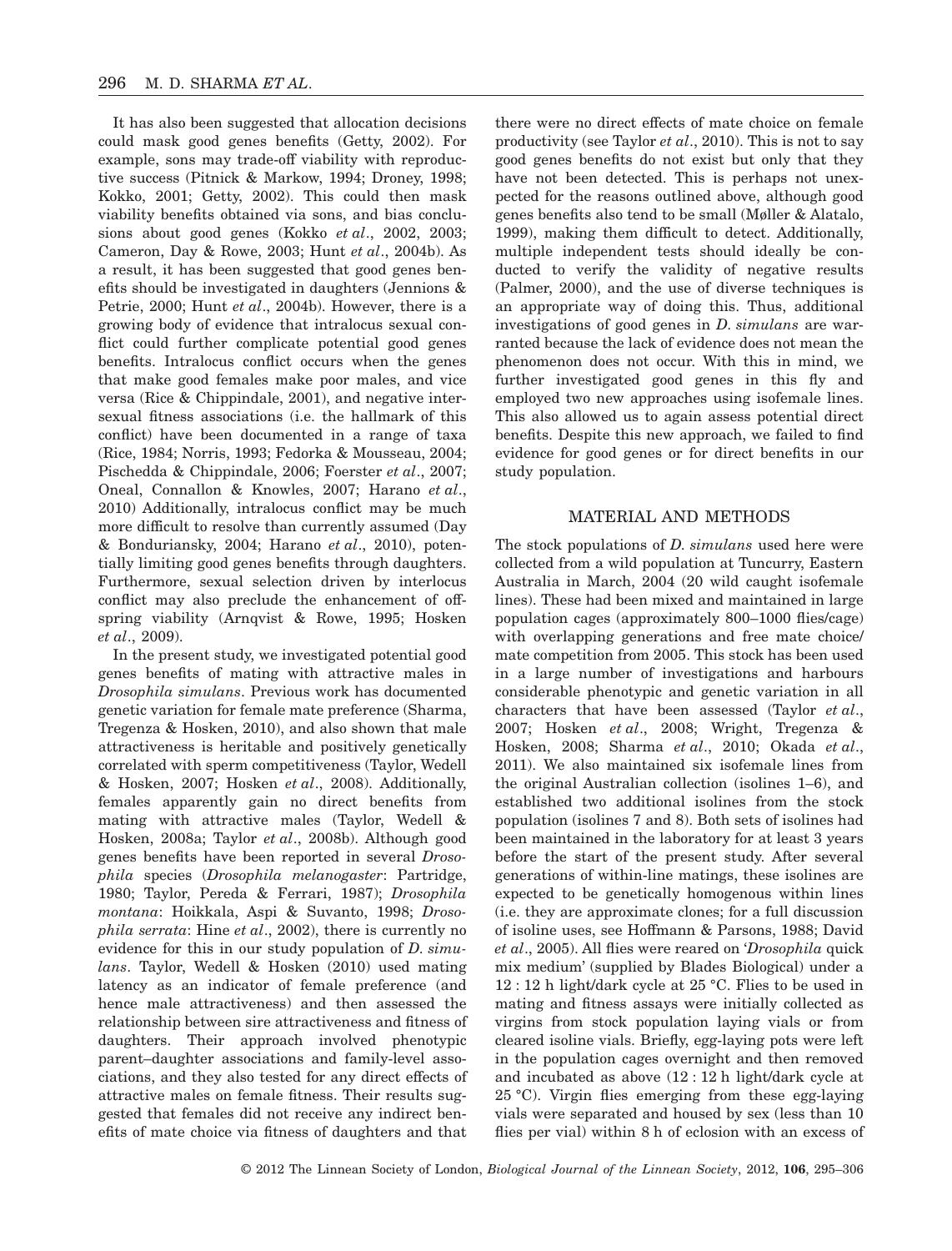It has also been suggested that allocation decisions could mask good genes benefits (Getty, 2002). For example, sons may trade-off viability with reproductive success (Pitnick & Markow, 1994; Droney, 1998; Kokko, 2001; Getty, 2002). This could then mask viability benefits obtained via sons, and bias conclusions about good genes (Kokko *et al*., 2002, 2003; Cameron, Day & Rowe, 2003; Hunt *et al*., 2004b). As a result, it has been suggested that good genes benefits should be investigated in daughters (Jennions & Petrie, 2000; Hunt *et al*., 2004b). However, there is a growing body of evidence that intralocus sexual conflict could further complicate potential good genes benefits. Intralocus conflict occurs when the genes that make good females make poor males, and vice versa (Rice & Chippindale, 2001), and negative intersexual fitness associations (i.e. the hallmark of this conflict) have been documented in a range of taxa (Rice, 1984; Norris, 1993; Fedorka & Mousseau, 2004; Pischedda & Chippindale, 2006; Foerster *et al*., 2007; Oneal, Connallon & Knowles, 2007; Harano *et al*., 2010) Additionally, intralocus conflict may be much more difficult to resolve than currently assumed (Day & Bonduriansky, 2004; Harano *et al*., 2010), potentially limiting good genes benefits through daughters. Furthermore, sexual selection driven by interlocus conflict may also preclude the enhancement of offspring viability (Arnqvist & Rowe, 1995; Hosken *et al*., 2009).

In the present study, we investigated potential good genes benefits of mating with attractive males in *Drosophila simulans*. Previous work has documented genetic variation for female mate preference (Sharma, Tregenza & Hosken, 2010), and also shown that male attractiveness is heritable and positively genetically correlated with sperm competitiveness (Taylor, Wedell & Hosken, 2007; Hosken *et al*., 2008). Additionally, females apparently gain no direct benefits from mating with attractive males (Taylor, Wedell & Hosken, 2008a; Taylor *et al*., 2008b). Although good genes benefits have been reported in several *Drosophila* species (*Drosophila melanogaster*: Partridge, 1980; Taylor, Pereda & Ferrari, 1987); *Drosophila montana*: Hoikkala, Aspi & Suvanto, 1998; *Drosophila serrata*: Hine *et al*., 2002), there is currently no evidence for this in our study population of *D. simulans*. Taylor, Wedell & Hosken (2010) used mating latency as an indicator of female preference (and hence male attractiveness) and then assessed the relationship between sire attractiveness and fitness of daughters. Their approach involved phenotypic parent–daughter associations and family-level associations, and they also tested for any direct effects of attractive males on female fitness. Their results suggested that females did not receive any indirect benefits of mate choice via fitness of daughters and that there were no direct effects of mate choice on female productivity (see Taylor *et al*., 2010). This is not to say good genes benefits do not exist but only that they have not been detected. This is perhaps not unexpected for the reasons outlined above, although good genes benefits also tend to be small (Møller & Alatalo, 1999), making them difficult to detect. Additionally, multiple independent tests should ideally be conducted to verify the validity of negative results (Palmer, 2000), and the use of diverse techniques is an appropriate way of doing this. Thus, additional investigations of good genes in *D. simulans* are warranted because the lack of evidence does not mean the phenomenon does not occur. With this in mind, we further investigated good genes in this fly and employed two new approaches using isofemale lines. This also allowed us to again assess potential direct benefits. Despite this new approach, we failed to find evidence for good genes or for direct benefits in our study population.

## MATERIAL AND METHODS

The stock populations of *D. simulans* used here were collected from a wild population at Tuncurry, Eastern Australia in March, 2004 (20 wild caught isofemale lines). These had been mixed and maintained in large population cages (approximately 800–1000 flies/cage) with overlapping generations and free mate choice/mate competition from 2005. This stock has been used in a large number of investigations and harbours considerable phenotypic and genetic variation in all characters that have been assessed (Taylor *et al*., 2007; Hosken *et al*., 2008; Wright, Tregenza & Hosken, 2008; Sharma *et al*., 2010; Okada *et al*., 2011). We also maintained six isofemale lines from the original Australian collection (isolines 1–6), and established two additional isolines from the stock population (isolines 7 and 8). Both sets of isolines had been maintained in the laboratory for at least 3 years before the start of the present study. After several generations of within-line matings, these isolines are expected to be genetically homogenous within lines (i.e. they are approximate clones; for a full discussion of isoline uses, see Hoffmann & Parsons, 1988; David *et al*., 2005). All flies were reared on '*Drosophila* quick mix medium' (supplied by Blades Biological) under a 12 : 12 h light/dark cycle at 25 °C. Flies to be used in mating and fitness assays were initially collected as virgins from stock population laying vials or from cleared isoline vials. Briefly, egg-laying pots were left in the population cages overnight and then removed and incubated as above (12 : 12 h light/dark cycle at 25 °C). Virgin flies emerging from these egg-laying vials were separated and housed by sex (less than 10 flies per vial) within 8 h of eclosion with an excess of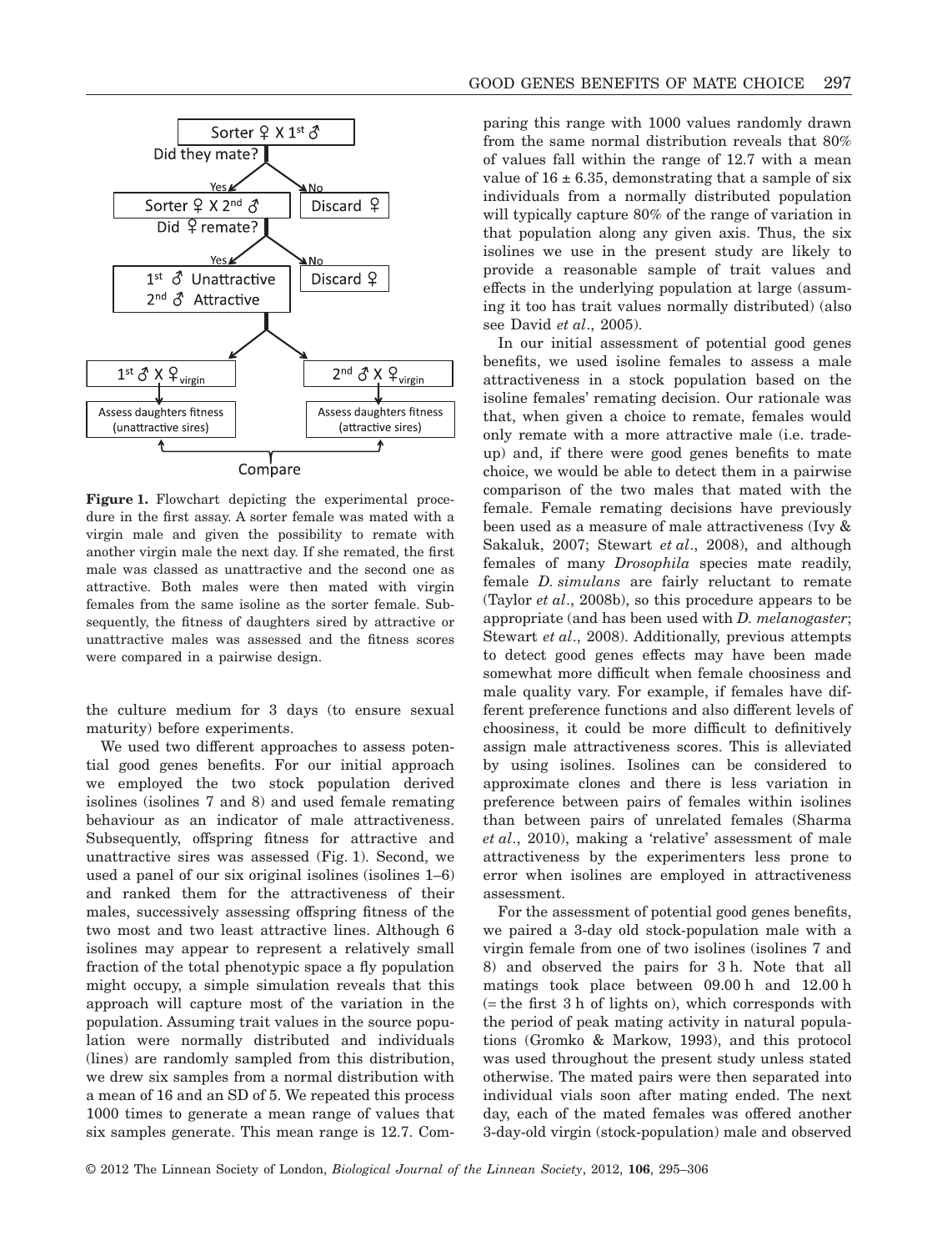Figure 1. Flowchart depicting the experimental procedure in the first assay. A sorter female was mated with a virgin male and given the possibility to remate with another virgin male the next day. If she remated, the first male was classed as unattractive and the second one as attractive. Both males were then mated with virgin females from the same isoline as the sorter female. Subsequently, the fitness of daughters sired by attractive or unattractive males was assessed and the fitness scores were compared in a pairwise design.

the culture medium for 3 days (to ensure sexual maturity) before experiments.

We used two different approaches to assess potential good genes benefits. For our initial approach we employed the two stock population derived isolines (isolines 7 and 8) and used female remating behaviour as an indicator of male attractiveness. Subsequently, offspring fitness for attractive and unattractive sires was assessed (Fig. 1). Second, we used a panel of our six original isolines (isolines 1–6) and ranked them for the attractiveness of their males, successively assessing offspring fitness of the two most and two least attractive lines. Although 6 isolines may appear to represent a relatively small fraction of the total phenotypic space a fly population might occupy, a simple simulation reveals that this approach will capture most of the variation in the population. Assuming trait values in the source population were normally distributed and individuals (lines) are randomly sampled from this distribution, we drew six samples from a normal distribution with a mean of 16 and an SD of 5. We repeated this process 1000 times to generate a mean range of values that six samples generate. This mean range is 12.7. Comparing this range with 1000 values randomly drawn from the same normal distribution reveals that 80% of values fall within the range of 12.7 with a mean value of $16 \pm 6.35$, demonstrating that a sample of six individuals from a normally distributed population will typically capture 80% of the range of variation in that population along any given axis. Thus, the six isolines we use in the present study are likely to provide a reasonable sample of trait values and effects in the underlying population at large (assuming it too has trait values normally distributed) (also see David *et al*., 2005).

In our initial assessment of potential good genes benefits, we used isoline females to assess a male attractiveness in a stock population based on the isoline females' remating decision. Our rationale was that, when given a choice to remate, females would only remate with a more attractive male (i.e. trade-up) and, if there were good genes benefits to mate choice, we would be able to detect them in a pairwise comparison of the two males that mated with the female. Female remating decisions have previously been used as a measure of male attractiveness (Ivy & Sakaluk, 2007; Stewart *et al*., 2008), and although females of many *Drosophila* species mate readily, female *D. simulans* are fairly reluctant to remate (Taylor *et al*., 2008b), so this procedure appears to be appropriate (and has been used with *D. melanogaster*; Stewart *et al*., 2008). Additionally, previous attempts to detect good genes effects may have been made somewhat more difficult when female choosiness and male quality vary. For example, if females have different preference functions and also different levels of choosiness, it could be more difficult to definitively assign male attractiveness scores. This is alleviated by using isolines. Isolines can be considered to approximate clones and there is less variation in preference between pairs of females within isolines than between pairs of unrelated females (Sharma *et al*., 2010), making a 'relative' assessment of male attractiveness by the experimenters less prone to error when isolines are employed in attractiveness assessment.

For the assessment of potential good genes benefits, we paired a 3-day old stock-population male with a virgin female from one of two isolines (isolines 7 and 8) and observed the pairs for 3 h. Note that all matings took place between 09.00 h and 12.00 h (= the first 3 h of lights on), which corresponds with the period of peak mating activity in natural populations (Gromko & Markow, 1993), and this protocol was used throughout the present study unless stated otherwise. The mated pairs were then separated into individual vials soon after mating ended. The next day, each of the mated females was offered another 3-day-old virgin (stock-population) male and observed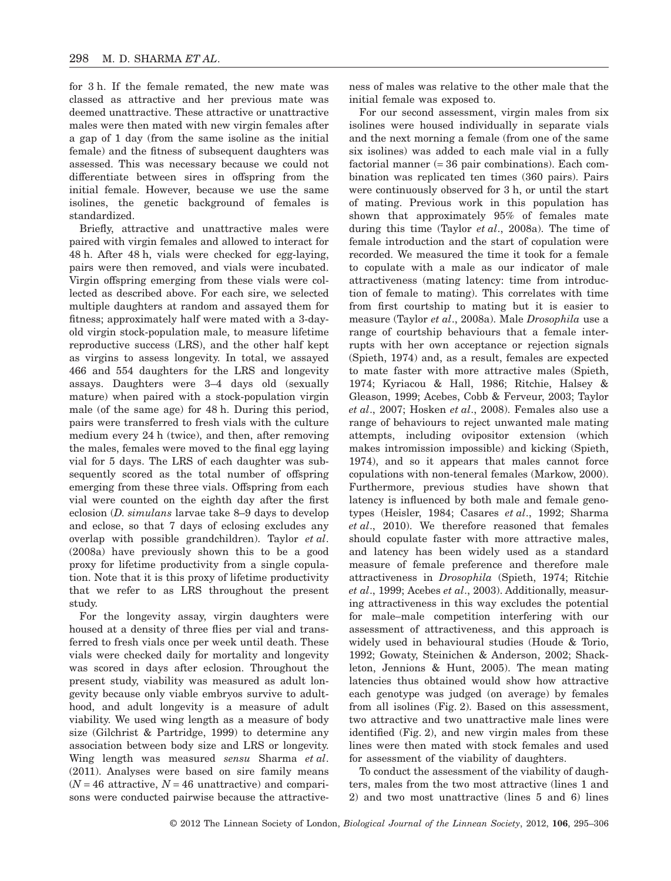for 3 h. If the female remated, the new mate was classed as attractive and her previous mate was deemed unattractive. These attractive or unattractive males were then mated with new virgin females after a gap of 1 day (from the same isoline as the initial female) and the fitness of subsequent daughters was assessed. This was necessary because we could not differentiate between sires in offspring from the initial female. However, because we use the same isolines, the genetic background of females is standardized.

Briefly, attractive and unattractive males were paired with virgin females and allowed to interact for 48 h. After 48 h, vials were checked for egg-laying, pairs were then removed, and vials were incubated. Virgin offspring emerging from these vials were collected as described above. For each sire, we selected multiple daughters at random and assayed them for fitness; approximately half were mated with a 3-day-old virgin stock-population male, to measure lifetime reproductive success (LRS), and the other half kept as virgins to assess longevity. In total, we assayed 466 and 554 daughters for the LRS and longevity assays. Daughters were 3–4 days old (sexually mature) when paired with a stock-population virgin male (of the same age) for 48 h. During this period, pairs were transferred to fresh vials with the culture medium every 24 h (twice), and then, after removing the males, females were moved to the final egg laying vial for 5 days. The LRS of each daughter was subsequently scored as the total number of offspring emerging from these three vials. Offspring from each vial were counted on the eighth day after the first eclosion (*D. simulans* larvae take 8–9 days to develop and eclose, so that 7 days of eclosing excludes any overlap with possible grandchildren). Taylor *et al*. (2008a) have previously shown this to be a good proxy for lifetime productivity from a single copulation. Note that it is this proxy of lifetime productivity that we refer to as LRS throughout the present study.

For the longevity assay, virgin daughters were housed at a density of three flies per vial and transferred to fresh vials once per week until death. These vials were checked daily for mortality and longevity was scored in days after eclosion. Throughout the present study, viability was measured as adult longevity because only viable embryos survive to adulthood, and adult longevity is a measure of adult viability. We used wing length as a measure of body size (Gilchrist & Partridge, 1999) to determine any association between body size and LRS or longevity. Wing length was measured *sensu* Sharma *et al*. (2011). Analyses were based on sire family means ($N = 46$ attractive, $N = 46$ unattractive) and comparisons were conducted pairwise because the attractiveness of males was relative to the other male that the initial female was exposed to.

For our second assessment, virgin males from six isolines were housed individually in separate vials and the next morning a female (from one of the same six isolines) was added to each male vial in a fully factorial manner (= 36 pair combinations). Each combination was replicated ten times (360 pairs). Pairs were continuously observed for 3 h, or until the start of mating. Previous work in this population has shown that approximately 95% of females mate during this time (Taylor *et al*., 2008a). The time of female introduction and the start of copulation were recorded. We measured the time it took for a female to copulate with a male as our indicator of male attractiveness (mating latency: time from introduction of female to mating). This correlates with time from first courtship to mating but it is easier to measure (Taylor *et al*., 2008a). Male *Drosophila* use a range of courtship behaviours that a female interrupts with her own acceptance or rejection signals (Spieth, 1974) and, as a result, females are expected to mate faster with more attractive males (Spieth, 1974; Kyriacou & Hall, 1986; Ritchie, Halsey & Gleason, 1999; Acebes, Cobb & Ferveur, 2003; Taylor *et al*., 2007; Hosken *et al*., 2008). Females also use a range of behaviours to reject unwanted male mating attempts, including ovipositor extension (which makes intromission impossible) and kicking (Spieth, 1974), and so it appears that males cannot force copulations with non-teneral females (Markow, 2000). Furthermore, previous studies have shown that latency is influenced by both male and female genotypes (Heisler, 1984; Casares *et al*., 1992; Sharma *et al*., 2010). We therefore reasoned that females should copulate faster with more attractive males, and latency has been widely used as a standard measure of female preference and therefore male attractiveness in *Drosophila* (Spieth, 1974; Ritchie *et al*., 1999; Acebes *et al*., 2003). Additionally, measuring attractiveness in this way excludes the potential for male–male competition interfering with our assessment of attractiveness, and this approach is widely used in behavioural studies (Houde & Torio, 1992; Gowaty, Steinichen & Anderson, 2002; Shackleton, Jennions & Hunt, 2005). The mean mating latencies thus obtained would show how attractive each genotype was judged (on average) by females from all isolines (Fig. 2). Based on this assessment, two attractive and two unattractive male lines were identified (Fig. 2), and new virgin males from these lines were then mated with stock females and used for assessment of the viability of daughters.

To conduct the assessment of the viability of daughters, males from the two most attractive (lines 1 and 2) and two most unattractive (lines 5 and 6) lines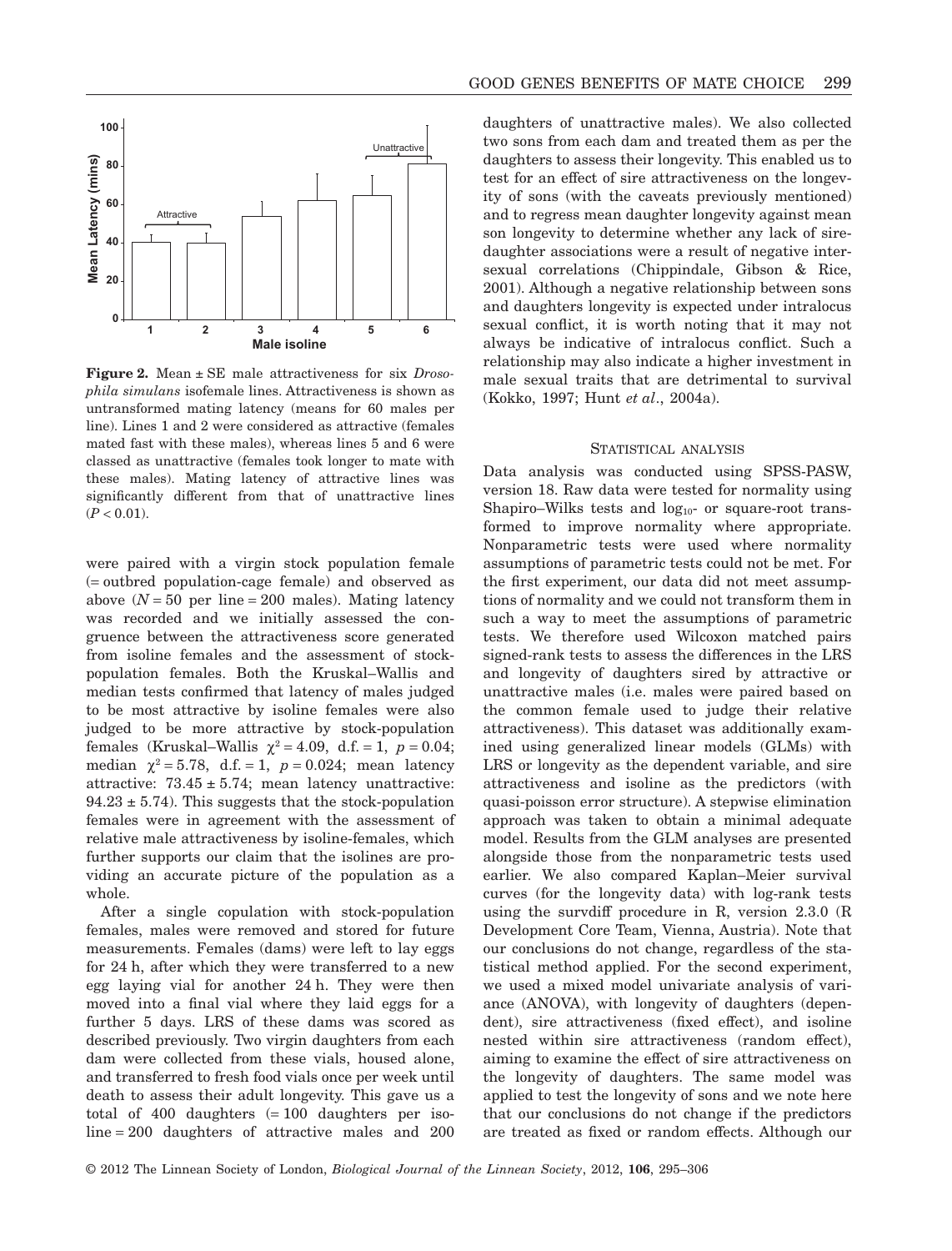**Figure 2.** Mean ± SE male attractiveness for six *Drosophila simulans* isofemale lines. Attractiveness is shown as untransformed mating latency (means for 60 males per line). Lines 1 and 2 were considered as attractive (females mated fast with these males), whereas lines 5 and 6 were classed as unattractive (females took longer to mate with these males). Mating latency of attractive lines was significantly different from that of unattractive lines ($P < 0.01$).

were paired with a virgin stock population female (= outbred population-cage female) and observed as above ($N = 50$ per line = 200 males). Mating latency was recorded and we initially assessed the congruence between the attractiveness score generated from isoline females and the assessment of stock-population females. Both the Kruskal–Wallis and median tests confirmed that latency of males judged to be most attractive by isoline females were also judged to be more attractive by stock-population females (Kruskal–Wallis $\chi^2 = 4.09$, d.f. = 1, $p = 0.04$; median $\chi^2 = 5.78$, d.f. = 1, $p = 0.024$; mean latency attractive: $73.45 \pm 5.74$; mean latency unattractive: $94.23 \pm 5.74$). This suggests that the stock-population females were in agreement with the assessment of relative male attractiveness by isoline-females, which further supports our claim that the isolines are providing an accurate picture of the population as a whole.

After a single copulation with stock-population females, males were removed and stored for future measurements. Females (dams) were left to lay eggs for 24 h, after which they were transferred to a new egg laying vial for another 24 h. They were then moved into a final vial where they laid eggs for a further 5 days. LRS of these dams was scored as described previously. Two virgin daughters from each dam were collected from these vials, housed alone, and transferred to fresh food vials once per week until death to assess their adult longevity. This gave us a total of 400 daughters (= 100 daughters per isoline = 200 daughters of attractive males and 200 daughters of unattractive males). We also collected two sons from each dam and treated them as per the daughters to assess their longevity. This enabled us to test for an effect of sire attractiveness on the longevity of sons (with the caveats previously mentioned) and to regress mean daughter longevity against mean son longevity to determine whether any lack of sire-daughter associations were a result of negative intersexual correlations (Chippindale, Gibson & Rice, 2001). Although a negative relationship between sons and daughters longevity is expected under intralocus sexual conflict, it is worth noting that it may not always be indicative of intralocus conflict. Such a relationship may also indicate a higher investment in male sexual traits that are detrimental to survival (Kokko, 1997; Hunt *et al*., 2004a).

### STATISTICAL ANALYSIS

Data analysis was conducted using SPSS-PASW, version 18. Raw data were tested for normality using Shapiro–Wilks tests and $\log_{10}$- or square-root transformed to improve normality where appropriate. Nonparametric tests were used where normality assumptions of parametric tests could not be met. For the first experiment, our data did not meet assumptions of normality and we could not transform them in such a way to meet the assumptions of parametric tests. We therefore used Wilcoxon matched pairs signed-rank tests to assess the differences in the LRS and longevity of daughters sired by attractive or unattractive males (i.e. males were paired based on the common female used to judge their relative attractiveness). This dataset was additionally examined using generalized linear models (GLMs) with LRS or longevity as the dependent variable, and sire attractiveness and isoline as the predictors (with quasi-poisson error structure). A stepwise elimination approach was taken to obtain a minimal adequate model. Results from the GLM analyses are presented alongside those from the nonparametric tests used earlier. We also compared Kaplan–Meier survival curves (for the longevity data) with log-rank tests using the survdiff procedure in R, version 2.3.0 (R Development Core Team, Vienna, Austria). Note that our conclusions do not change, regardless of the statistical method applied. For the second experiment, we used a mixed model univariate analysis of variance (ANOVA), with longevity of daughters (dependent), sire attractiveness (fixed effect), and isoline nested within sire attractiveness (random effect), aiming to examine the effect of sire attractiveness on the longevity of daughters. The same model was applied to test the longevity of sons and we note here that our conclusions do not change if the predictors are treated as fixed or random effects. Although our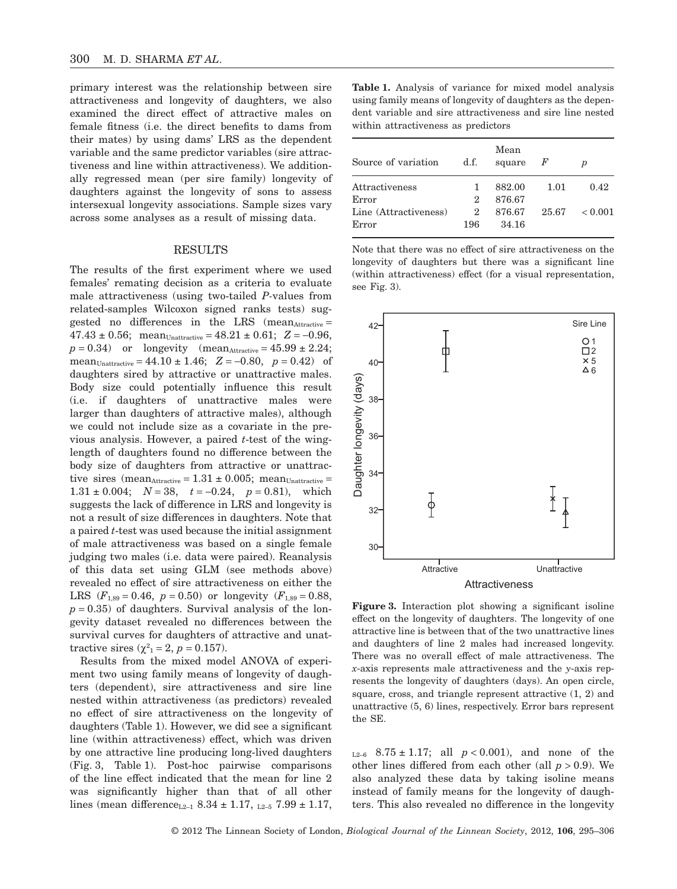primary interest was the relationship between sire attractiveness and longevity of daughters, we also examined the direct effect of attractive males on female fitness (i.e. the direct benefits to dams from their mates) by using dams' LRS as the dependent variable and the same predictor variables (sire attractiveness and line within attractiveness). We additionally regressed mean (per sire family) longevity of daughters against the longevity of sons to assess intersexual longevity associations. Sample sizes vary across some analyses as a result of missing data.

## RESULTS

The results of the first experiment where we used females' remating decision as a criteria to evaluate male attractiveness (using two-tailed *P*-values from related-samples Wilcoxon signed ranks tests) suggested no differences in the LRS ($\text{mean}_{\text{Attractive}} = 47.43 \pm 0.56$; $\text{mean}_{\text{Unattractive}} = 48.21 \pm 0.61$; $Z = -0.96$, $p = 0.34$) or longevity ($\text{mean}_{\text{Attractive}} = 45.99 \pm 2.24$; $\text{mean}_{\text{Unattractive}} = 44.10 \pm 1.46$; $Z = -0.80$, $p = 0.42$) of daughters sired by attractive or unattractive males. Body size could potentially influence this result (i.e. if daughters of unattractive males were larger than daughters of attractive males), although we could not include size as a covariate in the previous analysis. However, a paired *t*-test of the wing-length of daughters found no difference between the body size of daughters from attractive or unattractive sires ($\text{mean}_{\text{Attractive}} = 1.31 \pm 0.005$; $\text{mean}_{\text{Unattractive}} = 1.31 \pm 0.004$; $N = 38$, $t = -0.24$, $p = 0.81$), which suggests the lack of difference in LRS and longevity is not a result of size differences in daughters. Note that a paired *t*-test was used because the initial assignment of male attractiveness was based on a single female judging two males (i.e. data were paired). Reanalysis of this data set using GLM (see methods above) revealed no effect of sire attractiveness on either the LRS ($F_{1,89} = 0.46$, $p = 0.50$) or longevity ($F_{1,89} = 0.88$, $p = 0.35$) of daughters. Survival analysis of the longevity dataset revealed no differences between the survival curves for daughters of attractive and unattractive sires ($\chi^2_1 = 2$, $p = 0.157$).

Results from the mixed model ANOVA of experiment two using family means of longevity of daughters (dependent), sire attractiveness and sire line nested within attractiveness (as predictors) revealed no effect of sire attractiveness on the longevity of daughters (Table 1). However, we did see a significant line (within attractiveness) effect, which was driven by one attractive line producing long-lived daughters (Fig. 3, Table 1). Post-hoc pairwise comparisons of the line effect indicated that the mean for line 2 was significantly higher than that of all other lines ($\text{mean difference}_{\text{L2–1}}$ $8.34 \pm 1.17$, $_{\text{L2–5}}$ $7.99 \pm 1.17$, $_{\text{L2–6}}$ $8.75 \pm 1.17$; all $p < 0.001$), and none of the other lines differed from each other (all $p > 0.9$). We also analyzed these data by taking isoline means instead of family means for the longevity of daughters. This also revealed no difference in the longevity

**Table 1.** Analysis of variance for mixed model analysis using family means of longevity of daughters as the dependent variable and sire attractiveness and sire line nested within attractiveness as predictors

| Source of variation | d.f. | Mean square | *F* | *p* |
|---|---|---|---|---|
| Attractiveness | 1 | 882.00 | 1.01 | 0.42 |
| Error | 2 | 876.67 | | |
| Line (Attractiveness) | 2 | 876.67 | 25.67 | < 0.001 |
| Error | 196 | 34.16 | | |

Note that there was no effect of sire attractiveness on the longevity of daughters but there was a significant line (within attractiveness) effect (for a visual representation, see Fig. 3).

**Figure 3.** Interaction plot showing a significant isoline effect on the longevity of daughters. The longevity of one attractive line is between that of the two unattractive lines and daughters of line 2 males had increased longevity. There was no overall effect of male attractiveness. The *x*-axis represents male attractiveness and the *y*-axis represents the longevity of daughters (days). An open circle, square, cross, and triangle represent attractive (1, 2) and unattractive (5, 6) lines, respectively. Error bars represent the SE.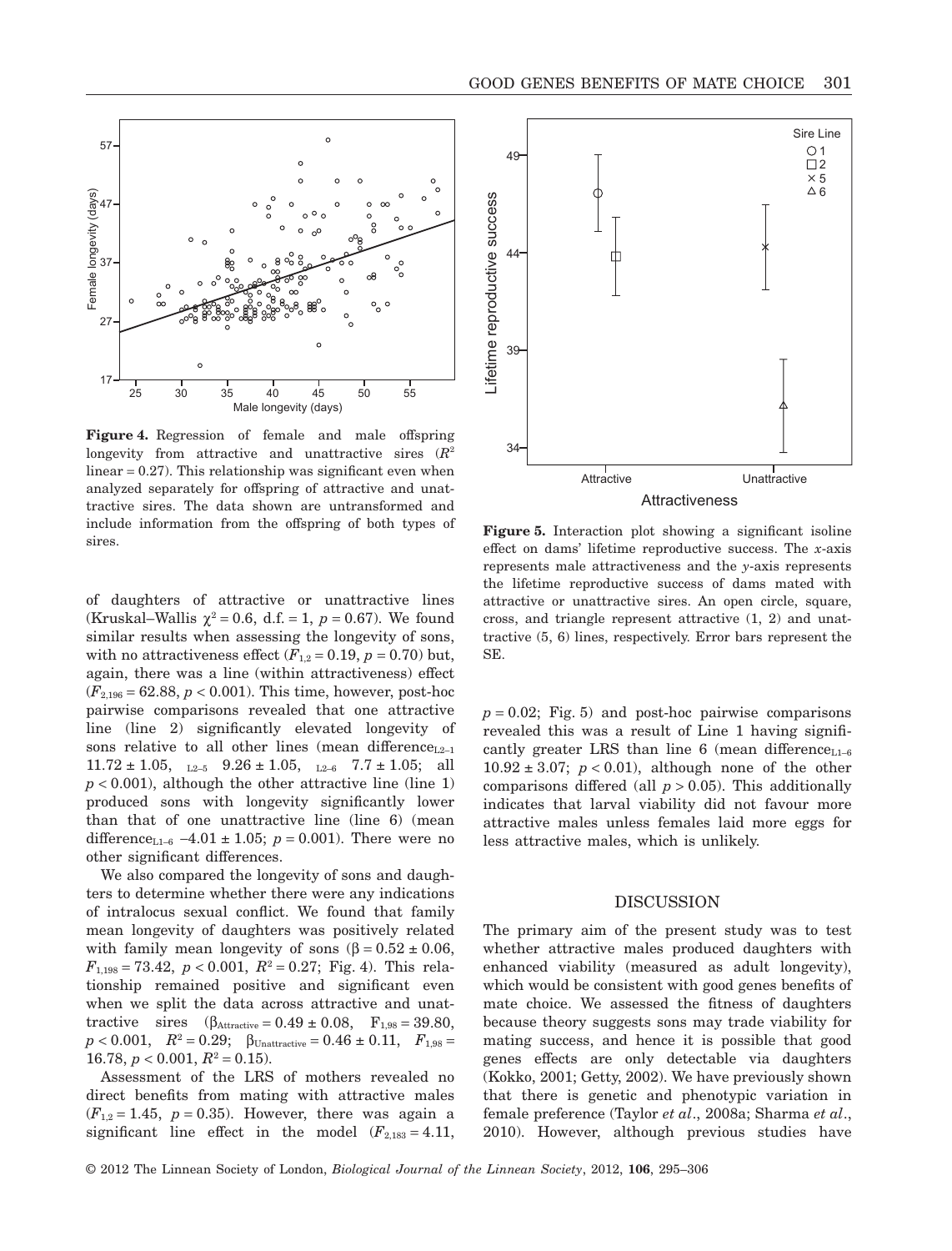**Figure 4.** Regression of female and male offspring longevity from attractive and unattractive sires ($R^2$ linear = 0.27). This relationship was significant even when analyzed separately for offspring of attractive and unattractive sires. The data shown are untransformed and include information from the offspring of both types of sires.

**Figure 5.** Interaction plot showing a significant isoline effect on dams' lifetime reproductive success. The *x*-axis represents male attractiveness and the *y*-axis represents the lifetime reproductive success of dams mated with attractive or unattractive sires. An open circle, square, cross, and triangle represent attractive (1, 2) and unattractive (5, 6) lines, respectively. Error bars represent the SE.

of daughters of attractive or unattractive lines (Kruskal–Wallis $\chi^2 = 0.6$, d.f. = 1, $p = 0.67$). We found similar results when assessing the longevity of sons, with no attractiveness effect ($F_{1,2} = 0.19$, $p = 0.70$) but, again, there was a line (within attractiveness) effect ($F_{2,196} = 62.88$, $p < 0.001$). This time, however, post-hoc pairwise comparisons revealed that one attractive line (line 2) significantly elevated longevity of sons relative to all other lines (mean difference$_{\text{L2–1}}$ 11.72 ± 1.05, $_{\text{L2–5}}$ 9.26 ± 1.05, $_{\text{L2–6}}$ 7.7 ± 1.05; all $p < 0.001$), although the other attractive line (line 1) produced sons with longevity significantly lower than that of one unattractive line (line 6) (mean difference$_{\text{L1–6}}$ −4.01 ± 1.05; $p = 0.001$). There were no other significant differences.

We also compared the longevity of sons and daughters to determine whether there were any indications of intralocus sexual conflict. We found that family mean longevity of daughters was positively related with family mean longevity of sons ($\beta = 0.52 \pm 0.06$, $F_{1,198} = 73.42$, $p < 0.001$, $R^2 = 0.27$; Fig. 4). This relationship remained positive and significant even when we split the data across attractive and unattractive sires ($\beta_{\text{Attractive}} = 0.49 \pm 0.08$, $F_{1,98} = 39.80$, $p < 0.001$, $R^2 = 0.29$; $\beta_{\text{Unattractive}} = 0.46 \pm 0.11$, $F_{1,98} = 16.78$, $p < 0.001$, $R^2 = 0.15$).

Assessment of the LRS of mothers revealed no direct benefits from mating with attractive males ($F_{1,2} = 1.45$, $p = 0.35$). However, there was again a significant line effect in the model ($F_{2,183} = 4.11$, $p = 0.02$; Fig. 5) and post-hoc pairwise comparisons revealed this was a result of Line 1 having significantly greater LRS than line 6 (mean difference$_{\text{L1–6}}$ 10.92 ± 3.07; $p < 0.01$), although none of the other comparisons differed (all $p > 0.05$). This additionally indicates that larval viability did not favour more attractive males unless females laid more eggs for less attractive males, which is unlikely.

## DISCUSSION

The primary aim of the present study was to test whether attractive males produced daughters with enhanced viability (measured as adult longevity), which would be consistent with good genes benefits of mate choice. We assessed the fitness of daughters because theory suggests sons may trade viability for mating success, and hence it is possible that good genes effects are only detectable via daughters (Kokko, 2001; Getty, 2002). We have previously shown that there is genetic and phenotypic variation in female preference (Taylor *et al*., 2008a; Sharma *et al*., 2010). However, although previous studies have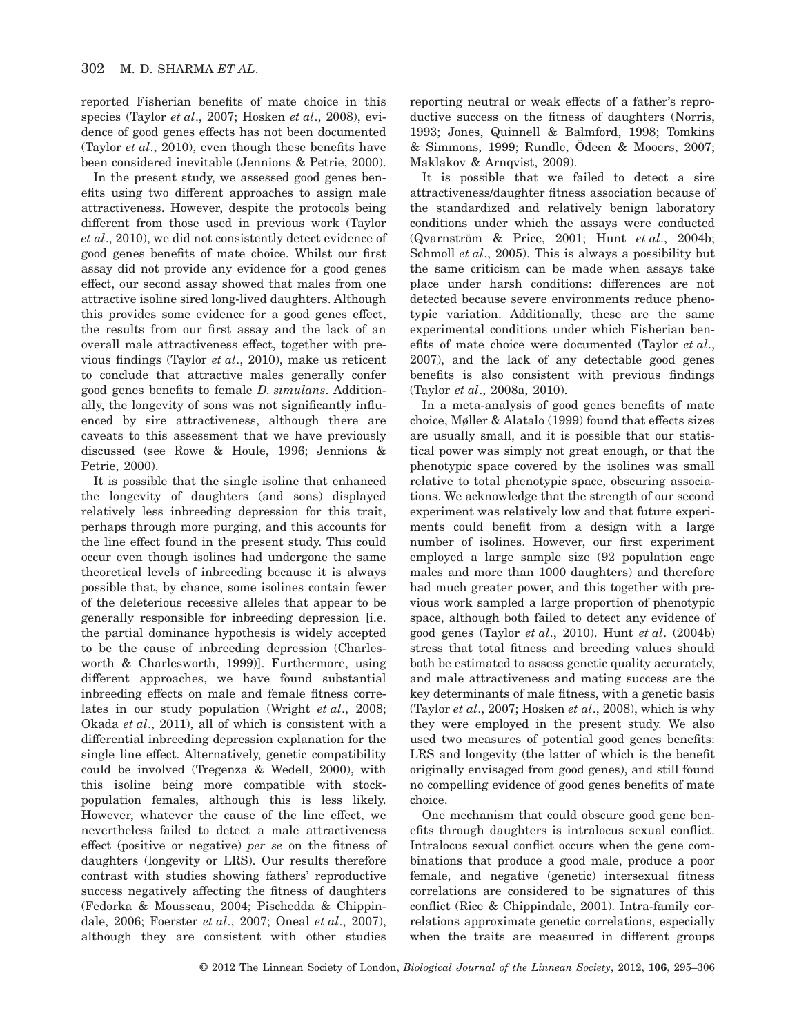reported Fisherian benefits of mate choice in this species (Taylor *et al*., 2007; Hosken *et al*., 2008), evidence of good genes effects has not been documented (Taylor *et al*., 2010), even though these benefits have been considered inevitable (Jennions & Petrie, 2000).

In the present study, we assessed good genes benefits using two different approaches to assign male attractiveness. However, despite the protocols being different from those used in previous work (Taylor *et al*., 2010), we did not consistently detect evidence of good genes benefits of mate choice. Whilst our first assay did not provide any evidence for a good genes effect, our second assay showed that males from one attractive isoline sired long-lived daughters. Although this provides some evidence for a good genes effect, the results from our first assay and the lack of an overall male attractiveness effect, together with previous findings (Taylor *et al*., 2010), make us reticent to conclude that attractive males generally confer good genes benefits to female *D. simulans*. Additionally, the longevity of sons was not significantly influenced by sire attractiveness, although there are caveats to this assessment that we have previously discussed (see Rowe & Houle, 1996; Jennions & Petrie, 2000).

It is possible that the single isoline that enhanced the longevity of daughters (and sons) displayed relatively less inbreeding depression for this trait, perhaps through more purging, and this accounts for the line effect found in the present study. This could occur even though isolines had undergone the same theoretical levels of inbreeding because it is always possible that, by chance, some isolines contain fewer of the deleterious recessive alleles that appear to be generally responsible for inbreeding depression [i.e. the partial dominance hypothesis is widely accepted to be the cause of inbreeding depression (Charlesworth & Charlesworth, 1999)]. Furthermore, using different approaches, we have found substantial inbreeding effects on male and female fitness correlates in our study population (Wright *et al*., 2008; Okada *et al*., 2011), all of which is consistent with a differential inbreeding depression explanation for the single line effect. Alternatively, genetic compatibility could be involved (Tregenza & Wedell, 2000), with this isoline being more compatible with stock-population females, although this is less likely. However, whatever the cause of the line effect, we nevertheless failed to detect a male attractiveness effect (positive or negative) *per se* on the fitness of daughters (longevity or LRS). Our results therefore contrast with studies showing fathers' reproductive success negatively affecting the fitness of daughters (Fedorka & Mousseau, 2004; Pischedda & Chippindale, 2006; Foerster *et al*., 2007; Oneal *et al*., 2007), although they are consistent with other studies reporting neutral or weak effects of a father's reproductive success on the fitness of daughters (Norris, 1993; Jones, Quinnell & Balmford, 1998; Tomkins & Simmons, 1999; Rundle, Ödeen & Mooers, 2007; Maklakov & Arnqvist, 2009).

It is possible that we failed to detect a sire attractiveness/daughter fitness association because of the standardized and relatively benign laboratory conditions under which the assays were conducted (Qvarnström & Price, 2001; Hunt *et al*., 2004b; Schmoll *et al*., 2005). This is always a possibility but the same criticism can be made when assays take place under harsh conditions: differences are not detected because severe environments reduce phenotypic variation. Additionally, these are the same experimental conditions under which Fisherian benefits of mate choice were documented (Taylor *et al*., 2007), and the lack of any detectable good genes benefits is also consistent with previous findings (Taylor *et al*., 2008a, 2010).

In a meta-analysis of good genes benefits of mate choice, Møller & Alatalo (1999) found that effects sizes are usually small, and it is possible that our statistical power was simply not great enough, or that the phenotypic space covered by the isolines was small relative to total phenotypic space, obscuring associations. We acknowledge that the strength of our second experiment was relatively low and that future experiments could benefit from a design with a large number of isolines. However, our first experiment employed a large sample size (92 population cage males and more than 1000 daughters) and therefore had much greater power, and this together with previous work sampled a large proportion of phenotypic space, although both failed to detect any evidence of good genes (Taylor *et al*., 2010). Hunt *et al*. (2004b) stress that total fitness and breeding values should both be estimated to assess genetic quality accurately, and male attractiveness and mating success are the key determinants of male fitness, with a genetic basis (Taylor *et al*., 2007; Hosken *et al*., 2008), which is why they were employed in the present study. We also used two measures of potential good genes benefits: LRS and longevity (the latter of which is the benefit originally envisaged from good genes), and still found no compelling evidence of good genes benefits of mate choice.

One mechanism that could obscure good gene benefits through daughters is intralocus sexual conflict. Intralocus sexual conflict occurs when the gene combinations that produce a good male, produce a poor female, and negative (genetic) intersexual fitness correlations are considered to be signatures of this conflict (Rice & Chippindale, 2001). Intra-family correlations approximate genetic correlations, especially when the traits are measured in different groups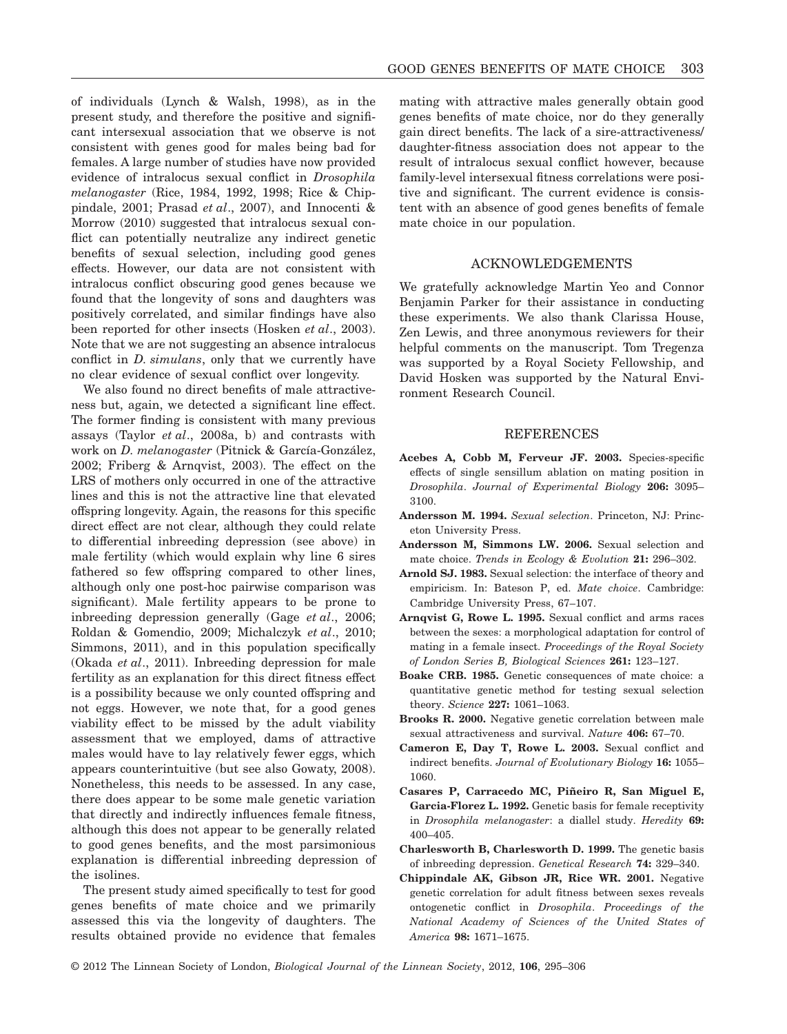of individuals (Lynch & Walsh, 1998), as in the present study, and therefore the positive and significant intersexual association that we observe is not consistent with genes good for males being bad for females. A large number of studies have now provided evidence of intralocus sexual conflict in *Drosophila melanogaster* (Rice, 1984, 1992, 1998; Rice & Chippindale, 2001; Prasad *et al*., 2007), and Innocenti & Morrow (2010) suggested that intralocus sexual conflict can potentially neutralize any indirect genetic benefits of sexual selection, including good genes effects. However, our data are not consistent with intralocus conflict obscuring good genes because we found that the longevity of sons and daughters was positively correlated, and similar findings have also been reported for other insects (Hosken *et al*., 2003). Note that we are not suggesting an absence intralocus conflict in *D. simulans*, only that we currently have no clear evidence of sexual conflict over longevity.

We also found no direct benefits of male attractiveness but, again, we detected a significant line effect. The former finding is consistent with many previous assays (Taylor *et al*., 2008a, b) and contrasts with work on *D. melanogaster* (Pitnick & García-González, 2002; Friberg & Arnqvist, 2003). The effect on the LRS of mothers only occurred in one of the attractive lines and this is not the attractive line that elevated offspring longevity. Again, the reasons for this specific direct effect are not clear, although they could relate to differential inbreeding depression (see above) in male fertility (which would explain why line 6 sires fathered so few offspring compared to other lines, although only one post-hoc pairwise comparison was significant). Male fertility appears to be prone to inbreeding depression generally (Gage *et al*., 2006; Roldan & Gomendio, 2009; Michalczyk *et al*., 2010; Simmons, 2011), and in this population specifically (Okada *et al*., 2011). Inbreeding depression for male fertility as an explanation for this direct fitness effect is a possibility because we only counted offspring and not eggs. However, we note that, for a good genes viability effect to be missed by the adult viability assessment that we employed, dams of attractive males would have to lay relatively fewer eggs, which appears counterintuitive (but see also Gowaty, 2008). Nonetheless, this needs to be assessed. In any case, there does appear to be some male genetic variation that directly and indirectly influences female fitness, although this does not appear to be generally related to good genes benefits, and the most parsimonious explanation is differential inbreeding depression of the isolines.

The present study aimed specifically to test for good genes benefits of mate choice and we primarily assessed this via the longevity of daughters. The results obtained provide no evidence that females mating with attractive males generally obtain good genes benefits of mate choice, nor do they generally gain direct benefits. The lack of a sire-attractiveness/daughter-fitness association does not appear to the result of intralocus sexual conflict however, because family-level intersexual fitness correlations were positive and significant. The current evidence is consistent with an absence of good genes benefits of female mate choice in our population.

## ACKNOWLEDGEMENTS

We gratefully acknowledge Martin Yeo and Connor Benjamin Parker for their assistance in conducting these experiments. We also thank Clarissa House, Zen Lewis, and three anonymous reviewers for their helpful comments on the manuscript. Tom Tregenza was supported by a Royal Society Fellowship, and David Hosken was supported by the Natural Environment Research Council.

## REFERENCES

**Acebes A, Cobb M, Ferveur JF. 2003.** Species-specific effects of single sensillum ablation on mating position in *Drosophila*. *Journal of Experimental Biology* **206:** 3095–3100.

**Andersson M. 1994.** *Sexual selection*. Princeton, NJ: Princeton University Press.

**Andersson M, Simmons LW. 2006.** Sexual selection and mate choice. *Trends in Ecology & Evolution* **21:** 296–302.

**Arnold SJ. 1983.** Sexual selection: the interface of theory and empiricism. In: Bateson P, ed. *Mate choice*. Cambridge: Cambridge University Press, 67–107.

**Arnqvist G, Rowe L. 1995.** Sexual conflict and arms races between the sexes: a morphological adaptation for control of mating in a female insect. *Proceedings of the Royal Society of London Series B, Biological Sciences* **261:** 123–127.

**Boake CRB. 1985.** Genetic consequences of mate choice: a quantitative genetic method for testing sexual selection theory. *Science* **227:** 1061–1063.

**Brooks R. 2000.** Negative genetic correlation between male sexual attractiveness and survival. *Nature* **406:** 67–70.

**Cameron E, Day T, Rowe L. 2003.** Sexual conflict and indirect benefits. *Journal of Evolutionary Biology* **16:** 1055–1060.

**Casares P, Carracedo MC, Piñeiro R, San Miguel E, Garcia-Florez L. 1992.** Genetic basis for female receptivity in *Drosophila melanogaster*: a diallel study. *Heredity* **69:** 400–405.

**Charlesworth B, Charlesworth D. 1999.** The genetic basis of inbreeding depression. *Genetical Research* **74:** 329–340.

**Chippindale AK, Gibson JR, Rice WR. 2001.** Negative genetic correlation for adult fitness between sexes reveals ontogenetic conflict in *Drosophila*. *Proceedings of the National Academy of Sciences of the United States of America* **98:** 1671–1675.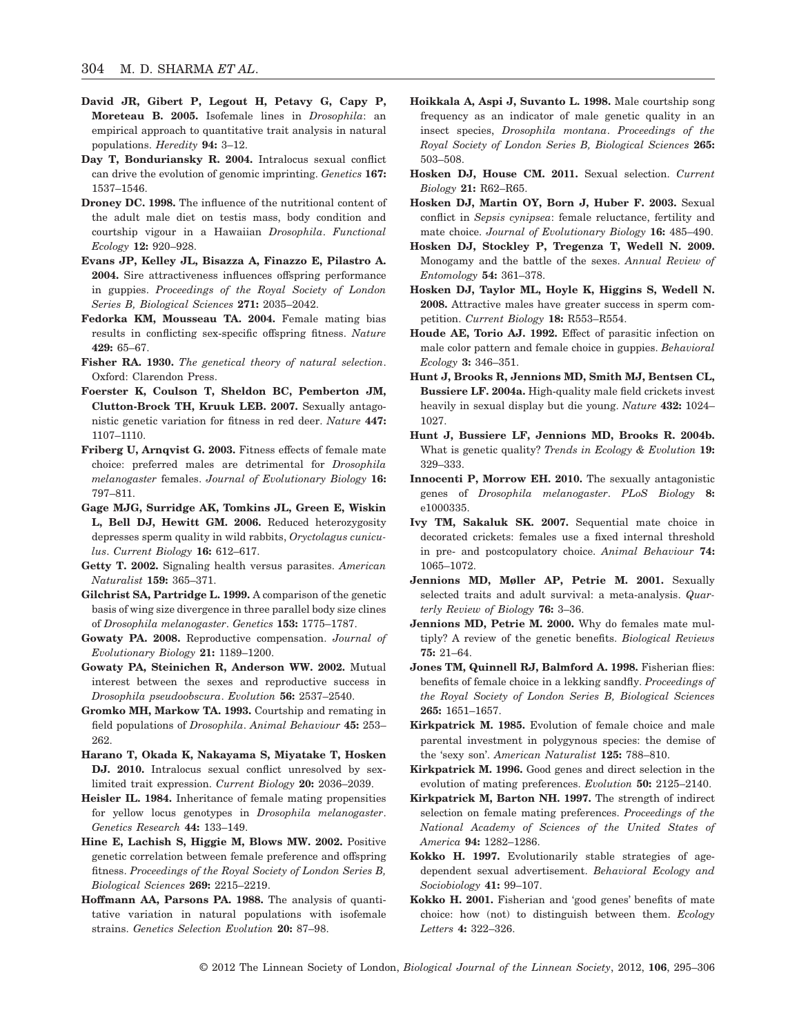**David JR, Gibert P, Legout H, Petavy G, Capy P, Moreteau B. 2005.** Isofemale lines in *Drosophila*: an empirical approach to quantitative trait analysis in natural populations. *Heredity* **94:** 3–12.

**Day T, Bonduriansky R. 2004.** Intralocus sexual conflict can drive the evolution of genomic imprinting. *Genetics* **167:** 1537–1546.

**Droney DC. 1998.** The influence of the nutritional content of the adult male diet on testis mass, body condition and courtship vigour in a Hawaiian *Drosophila*. *Functional Ecology* **12:** 920–928.

**Evans JP, Kelley JL, Bisazza A, Finazzo E, Pilastro A. 2004.** Sire attractiveness influences offspring performance in guppies. *Proceedings of the Royal Society of London Series B, Biological Sciences* **271:** 2035–2042.

**Fedorka KM, Mousseau TA. 2004.** Female mating bias results in conflicting sex-specific offspring fitness. *Nature* **429:** 65–67.

**Fisher RA. 1930.** *The genetical theory of natural selection*. Oxford: Clarendon Press.

**Foerster K, Coulson T, Sheldon BC, Pemberton JM, Clutton-Brock TH, Kruuk LEB. 2007.** Sexually antagonistic genetic variation for fitness in red deer. *Nature* **447:** 1107–1110.

**Friberg U, Arnqvist G. 2003.** Fitness effects of female mate choice: preferred males are detrimental for *Drosophila melanogaster* females. *Journal of Evolutionary Biology* **16:** 797–811.

**Gage MJG, Surridge AK, Tomkins JL, Green E, Wiskin L, Bell DJ, Hewitt GM. 2006.** Reduced heterozygosity depresses sperm quality in wild rabbits, *Oryctolagus cuniculus*. *Current Biology* **16:** 612–617.

**Getty T. 2002.** Signaling health versus parasites. *American Naturalist* **159:** 365–371.

**Gilchrist SA, Partridge L. 1999.** A comparison of the genetic basis of wing size divergence in three parallel body size clines of *Drosophila melanogaster*. *Genetics* **153:** 1775–1787.

**Gowaty PA. 2008.** Reproductive compensation. *Journal of Evolutionary Biology* **21:** 1189–1200.

**Gowaty PA, Steinichen R, Anderson WW. 2002.** Mutual interest between the sexes and reproductive success in *Drosophila pseudoobscura*. *Evolution* **56:** 2537–2540.

**Gromko MH, Markow TA. 1993.** Courtship and remating in field populations of *Drosophila*. *Animal Behaviour* **45:** 253–262.

**Harano T, Okada K, Nakayama S, Miyatake T, Hosken DJ. 2010.** Intralocus sexual conflict unresolved by sex-limited trait expression. *Current Biology* **20:** 2036–2039.

**Heisler IL. 1984.** Inheritance of female mating propensities for yellow locus genotypes in *Drosophila melanogaster*. *Genetics Research* **44:** 133–149.

**Hine E, Lachish S, Higgie M, Blows MW. 2002.** Positive genetic correlation between female preference and offspring fitness. *Proceedings of the Royal Society of London Series B, Biological Sciences* **269:** 2215–2219.

**Hoffmann AA, Parsons PA. 1988.** The analysis of quantitative variation in natural populations with isofemale strains. *Genetics Selection Evolution* **20:** 87–98.

**Hoikkala A, Aspi J, Suvanto L. 1998.** Male courtship song frequency as an indicator of male genetic quality in an insect species, *Drosophila montana*. *Proceedings of the Royal Society of London Series B, Biological Sciences* **265:** 503–508.

**Hosken DJ, House CM. 2011.** Sexual selection. *Current Biology* **21:** R62–R65.

**Hosken DJ, Martin OY, Born J, Huber F. 2003.** Sexual conflict in *Sepsis cynipsea*: female reluctance, fertility and mate choice. *Journal of Evolutionary Biology* **16:** 485–490.

**Hosken DJ, Stockley P, Tregenza T, Wedell N. 2009.** Monogamy and the battle of the sexes. *Annual Review of Entomology* **54:** 361–378.

**Hosken DJ, Taylor ML, Hoyle K, Higgins S, Wedell N. 2008.** Attractive males have greater success in sperm competition. *Current Biology* **18:** R553–R554.

**Houde AE, Torio AJ. 1992.** Effect of parasitic infection on male color pattern and female choice in guppies. *Behavioral Ecology* **3:** 346–351.

**Hunt J, Brooks R, Jennions MD, Smith MJ, Bentsen CL, Bussiere LF. 2004a.** High-quality male field crickets invest heavily in sexual display but die young. *Nature* **432:** 1024–1027.

**Hunt J, Bussiere LF, Jennions MD, Brooks R. 2004b.** What is genetic quality? *Trends in Ecology & Evolution* **19:** 329–333.

**Innocenti P, Morrow EH. 2010.** The sexually antagonistic genes of *Drosophila melanogaster*. *PLoS Biology* **8:** e1000335.

**Ivy TM, Sakaluk SK. 2007.** Sequential mate choice in decorated crickets: females use a fixed internal threshold in pre- and postcopulatory choice. *Animal Behaviour* **74:** 1065–1072.

**Jennions MD, Møller AP, Petrie M. 2001.** Sexually selected traits and adult survival: a meta-analysis. *Quarterly Review of Biology* **76:** 3–36.

**Jennions MD, Petrie M. 2000.** Why do females mate multiply? A review of the genetic benefits. *Biological Reviews* **75:** 21–64.

**Jones TM, Quinnell RJ, Balmford A. 1998.** Fisherian flies: benefits of female choice in a lekking sandfly. *Proceedings of the Royal Society of London Series B, Biological Sciences* **265:** 1651–1657.

**Kirkpatrick M. 1985.** Evolution of female choice and male parental investment in polygynous species: the demise of the 'sexy son'. *American Naturalist* **125:** 788–810.

**Kirkpatrick M. 1996.** Good genes and direct selection in the evolution of mating preferences. *Evolution* **50:** 2125–2140.

**Kirkpatrick M, Barton NH. 1997.** The strength of indirect selection on female mating preferences. *Proceedings of the National Academy of Sciences of the United States of America* **94:** 1282–1286.

**Kokko H. 1997.** Evolutionarily stable strategies of age-dependent sexual advertisement. *Behavioral Ecology and Sociobiology* **41:** 99–107.

**Kokko H. 2001.** Fisherian and 'good genes' benefits of mate choice: how (not) to distinguish between them. *Ecology Letters* **4:** 322–326.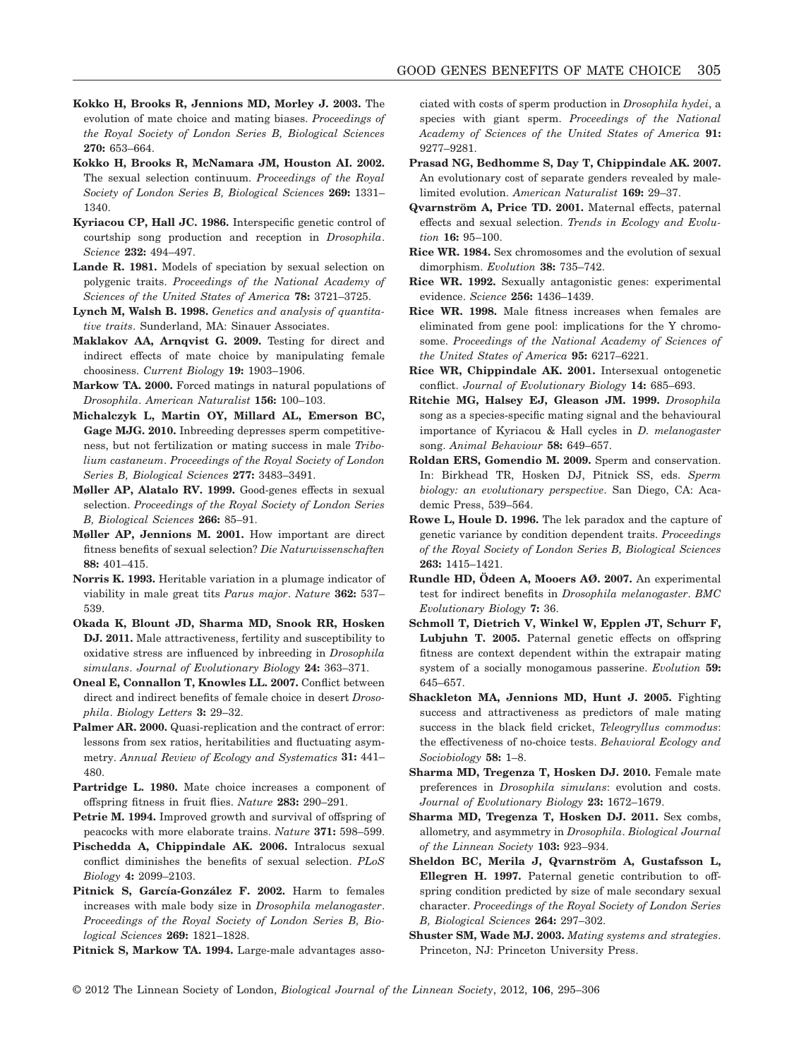**Kokko H, Brooks R, Jennions MD, Morley J. 2003.** The evolution of mate choice and mating biases. *Proceedings of the Royal Society of London Series B, Biological Sciences* **270:** 653–664.

**Kokko H, Brooks R, McNamara JM, Houston AI. 2002.** The sexual selection continuum. *Proceedings of the Royal Society of London Series B, Biological Sciences* **269:** 1331–1340.

**Kyriacou CP, Hall JC. 1986.** Interspecific genetic control of courtship song production and reception in *Drosophila*. *Science* **232:** 494–497.

**Lande R. 1981.** Models of speciation by sexual selection on polygenic traits. *Proceedings of the National Academy of Sciences of the United States of America* **78:** 3721–3725.

**Lynch M, Walsh B. 1998.** *Genetics and analysis of quantitative traits*. Sunderland, MA: Sinauer Associates.

**Maklakov AA, Arnqvist G. 2009.** Testing for direct and indirect effects of mate choice by manipulating female choosiness. *Current Biology* **19:** 1903–1906.

**Markow TA. 2000.** Forced matings in natural populations of *Drosophila*. *American Naturalist* **156:** 100–103.

**Michalczyk L, Martin OY, Millard AL, Emerson BC, Gage MJG. 2010.** Inbreeding depresses sperm competitiveness, but not fertilization or mating success in male *Tribolium castaneum*. *Proceedings of the Royal Society of London Series B, Biological Sciences* **277:** 3483–3491.

**Møller AP, Alatalo RV. 1999.** Good-genes effects in sexual selection. *Proceedings of the Royal Society of London Series B, Biological Sciences* **266:** 85–91.

**Møller AP, Jennions M. 2001.** How important are direct fitness benefits of sexual selection? *Die Naturwissenschaften* **88:** 401–415.

**Norris K. 1993.** Heritable variation in a plumage indicator of viability in male great tits *Parus major*. *Nature* **362:** 537–539.

**Okada K, Blount JD, Sharma MD, Snook RR, Hosken DJ. 2011.** Male attractiveness, fertility and susceptibility to oxidative stress are influenced by inbreeding in *Drosophila simulans*. *Journal of Evolutionary Biology* **24:** 363–371.

**Oneal E, Connallon T, Knowles LL. 2007.** Conflict between direct and indirect benefits of female choice in desert *Drosophila*. *Biology Letters* **3:** 29–32.

**Palmer AR. 2000.** Quasi-replication and the contract of error: lessons from sex ratios, heritabilities and fluctuating asymmetry. *Annual Review of Ecology and Systematics* **31:** 441–480.

**Partridge L. 1980.** Mate choice increases a component of offspring fitness in fruit flies. *Nature* **283:** 290–291.

**Petrie M. 1994.** Improved growth and survival of offspring of peacocks with more elaborate trains. *Nature* **371:** 598–599.

**Pischedda A, Chippindale AK. 2006.** Intralocus sexual conflict diminishes the benefits of sexual selection. *PLoS Biology* **4:** 2099–2103.

**Pitnick S, García-González F. 2002.** Harm to females increases with male body size in *Drosophila melanogaster*. *Proceedings of the Royal Society of London Series B, Biological Sciences* **269:** 1821–1828.

**Pitnick S, Markow TA. 1994.** Large-male advantages associated with costs of sperm production in *Drosophila hydei*, a species with giant sperm. *Proceedings of the National Academy of Sciences of the United States of America* **91:** 9277–9281.

**Prasad NG, Bedhomme S, Day T, Chippindale AK. 2007.** An evolutionary cost of separate genders revealed by male-limited evolution. *American Naturalist* **169:** 29–37.

**Qvarnström A, Price TD. 2001.** Maternal effects, paternal effects and sexual selection. *Trends in Ecology and Evolution* **16:** 95–100.

**Rice WR. 1984.** Sex chromosomes and the evolution of sexual dimorphism. *Evolution* **38:** 735–742.

**Rice WR. 1992.** Sexually antagonistic genes: experimental evidence. *Science* **256:** 1436–1439.

**Rice WR. 1998.** Male fitness increases when females are eliminated from gene pool: implications for the Y chromosome. *Proceedings of the National Academy of Sciences of the United States of America* **95:** 6217–6221.

**Rice WR, Chippindale AK. 2001.** Intersexual ontogenetic conflict. *Journal of Evolutionary Biology* **14:** 685–693.

**Ritchie MG, Halsey EJ, Gleason JM. 1999.** *Drosophila* song as a species-specific mating signal and the behavioural importance of Kyriacou & Hall cycles in *D. melanogaster* song. *Animal Behaviour* **58:** 649–657.

**Roldan ERS, Gomendio M. 2009.** Sperm and conservation. In: Birkhead TR, Hosken DJ, Pitnick SS, eds. *Sperm biology: an evolutionary perspective*. San Diego, CA: Academic Press, 539–564.

**Rowe L, Houle D. 1996.** The lek paradox and the capture of genetic variance by condition dependent traits. *Proceedings of the Royal Society of London Series B, Biological Sciences* **263:** 1415–1421.

**Rundle HD, Ödeen A, Mooers AØ. 2007.** An experimental test for indirect benefits in *Drosophila melanogaster*. *BMC Evolutionary Biology* **7:** 36.

**Schmoll T, Dietrich V, Winkel W, Epplen JT, Schurr F, Lubjuhn T. 2005.** Paternal genetic effects on offspring fitness are context dependent within the extrapair mating system of a socially monogamous passerine. *Evolution* **59:** 645–657.

**Shackleton MA, Jennions MD, Hunt J. 2005.** Fighting success and attractiveness as predictors of male mating success in the black field cricket, *Teleogryllus commodus*: the effectiveness of no-choice tests. *Behavioral Ecology and Sociobiology* **58:** 1–8.

**Sharma MD, Tregenza T, Hosken DJ. 2010.** Female mate preferences in *Drosophila simulans*: evolution and costs. *Journal of Evolutionary Biology* **23:** 1672–1679.

**Sharma MD, Tregenza T, Hosken DJ. 2011.** Sex combs, allometry, and asymmetry in *Drosophila*. *Biological Journal of the Linnean Society* **103:** 923–934.

**Sheldon BC, Merila J, Qvarnström A, Gustafsson L, Ellegren H. 1997.** Paternal genetic contribution to offspring condition predicted by size of male secondary sexual character. *Proceedings of the Royal Society of London Series B, Biological Sciences* **264:** 297–302.

**Shuster SM, Wade MJ. 2003.** *Mating systems and strategies*. Princeton, NJ: Princeton University Press.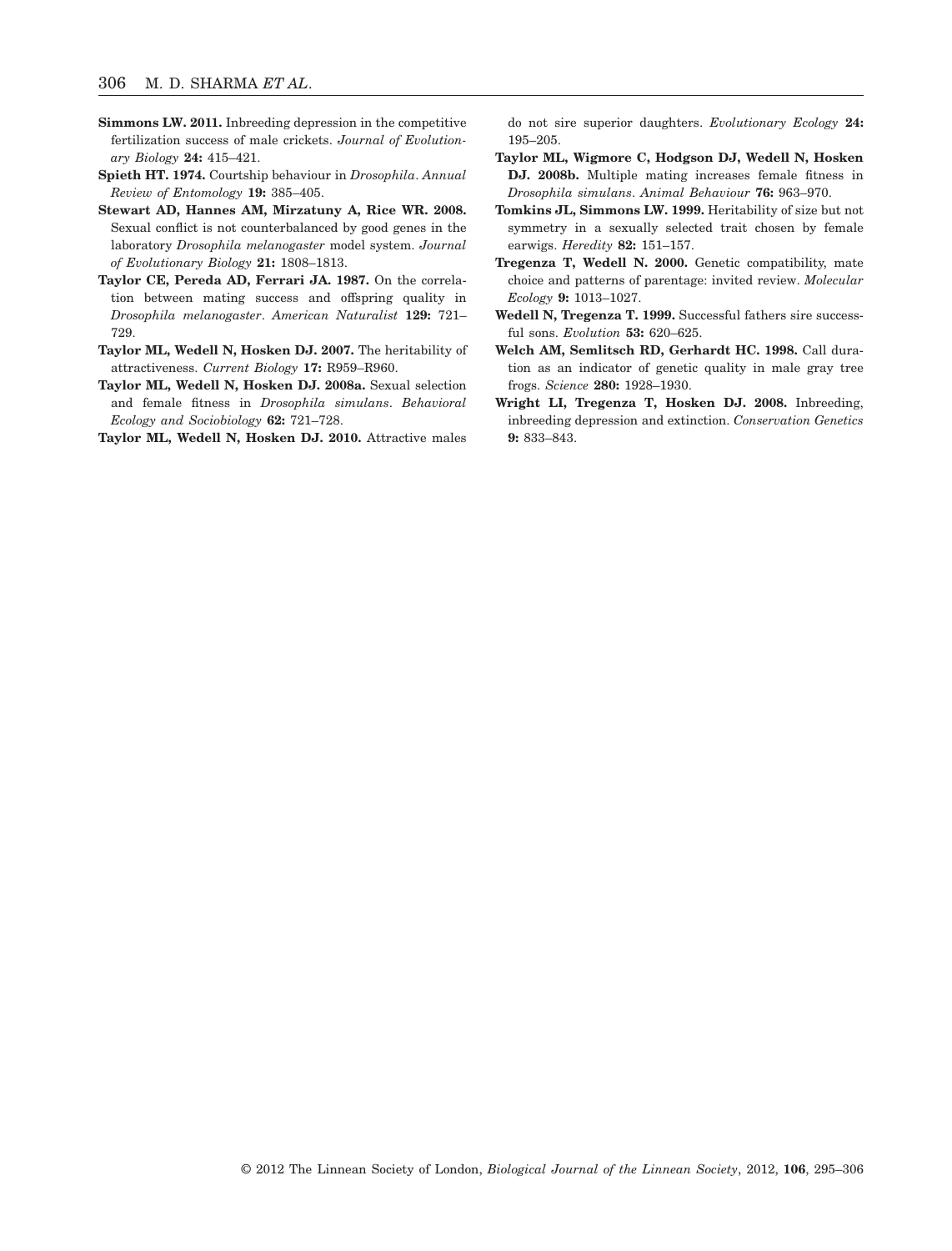**Simmons LW. 2011.** Inbreeding depression in the competitive fertilization success of male crickets. *Journal of Evolutionary Biology* **24:** 415–421.

**Spieth HT. 1974.** Courtship behaviour in *Drosophila*. *Annual Review of Entomology* **19:** 385–405.

**Stewart AD, Hannes AM, Mirzatuny A, Rice WR. 2008.** Sexual conflict is not counterbalanced by good genes in the laboratory *Drosophila melanogaster* model system. *Journal of Evolutionary Biology* **21:** 1808–1813.

**Taylor CE, Pereda AD, Ferrari JA. 1987.** On the correlation between mating success and offspring quality in *Drosophila melanogaster*. *American Naturalist* **129:** 721–729.

**Taylor ML, Wedell N, Hosken DJ. 2007.** The heritability of attractiveness. *Current Biology* **17:** R959–R960.

**Taylor ML, Wedell N, Hosken DJ. 2008a.** Sexual selection and female fitness in *Drosophila simulans*. *Behavioral Ecology and Sociobiology* **62:** 721–728.

**Taylor ML, Wedell N, Hosken DJ. 2010.** Attractive males do not sire superior daughters. *Evolutionary Ecology* **24:** 195–205.

**Taylor ML, Wigmore C, Hodgson DJ, Wedell N, Hosken DJ. 2008b.** Multiple mating increases female fitness in *Drosophila simulans*. *Animal Behaviour* **76:** 963–970.

**Tomkins JL, Simmons LW. 1999.** Heritability of size but not symmetry in a sexually selected trait chosen by female earwigs. *Heredity* **82:** 151–157.

**Tregenza T, Wedell N. 2000.** Genetic compatibility, mate choice and patterns of parentage: invited review. *Molecular Ecology* **9:** 1013–1027.

**Wedell N, Tregenza T. 1999.** Successful fathers sire successful sons. *Evolution* **53:** 620–625.

**Welch AM, Semlitsch RD, Gerhardt HC. 1998.** Call duration as an indicator of genetic quality in male gray tree frogs. *Science* **280:** 1928–1930.

**Wright LI, Tregenza T, Hosken DJ. 2008.** Inbreeding, inbreeding depression and extinction. *Conservation Genetics* **9:** 833–843.